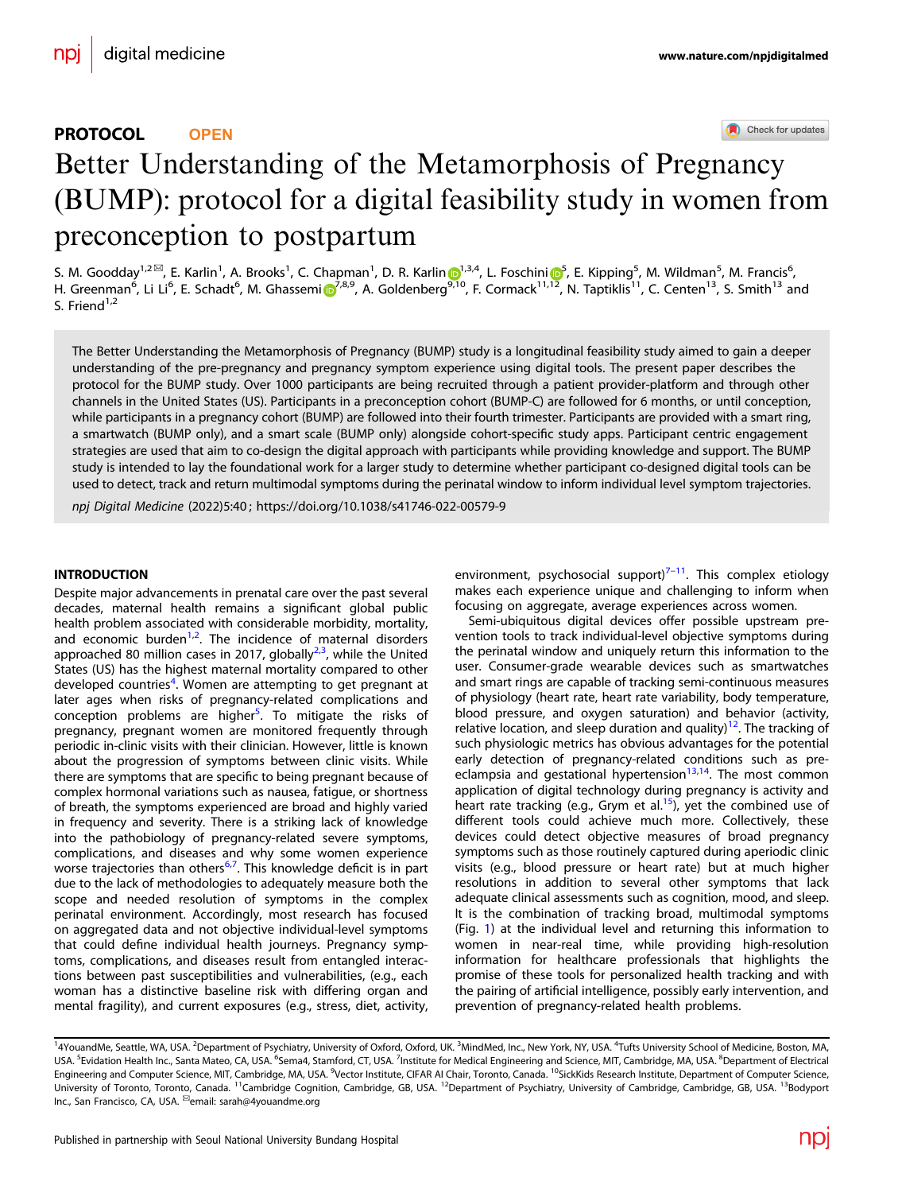PROTOCOL OPEN

# Better Understanding of the Metamorphosis of Pregnancy (BUMP): protocol for a digital feasibility study in women from preconception to postpartum

S. M. Goodday[1,2✉], E. Karlin[1], A. Brooks[1], C. Chapman[1], D. R. Karlin[1,3,4], L. Foschini[5], E. Kipping[5], M. Wildman[5], M. Francis[6], H. Greenman[6], Li Li[6], E. Schadt[6], M. Ghassemi[7,8,9], A. Goldenberg[9,10], F. Cormack[11,12], N. Taptiklis[11], C. Centen[13], S. Smith[13] and S. Friend[1,2]

The Better Understanding the Metamorphosis of Pregnancy (BUMP) study is a longitudinal feasibility study aimed to gain a deeper understanding of the pre-pregnancy and pregnancy symptom experience using digital tools. The present paper describes the protocol for the BUMP study. Over 1000 participants are being recruited through a patient provider-platform and through other channels in the United States (US). Participants in a preconception cohort (BUMP-C) are followed for 6 months, or until conception, while participants in a pregnancy cohort (BUMP) are followed into their fourth trimester. Participants are provided with a smart ring, a smartwatch (BUMP only), and a smart scale (BUMP only) alongside cohort-specific study apps. Participant centric engagement strategies are used that aim to co-design the digital approach with participants while providing knowledge and support. The BUMP study is intended to lay the foundational work for a larger study to determine whether participant co-designed digital tools can be used to detect, track and return multimodal symptoms during the perinatal window to inform individual level symptom trajectories.

*npj Digital Medicine* (2022)5:40 ; https://doi.org/10.1038/s41746-022-00579-9

## INTRODUCTION

Despite major advancements in prenatal care over the past several decades, maternal health remains a significant global public health problem associated with considerable morbidity, mortality, and economic burden[1,2]. The incidence of maternal disorders approached 80 million cases in 2017, globally[2,3], while the United States (US) has the highest maternal mortality compared to other developed countries[4]. Women are attempting to get pregnant at later ages when risks of pregnancy-related complications and conception problems are higher[5]. To mitigate the risks of pregnancy, pregnant women are monitored frequently through periodic in-clinic visits with their clinician. However, little is known about the progression of symptoms between clinic visits. While there are symptoms that are specific to being pregnant because of complex hormonal variations such as nausea, fatigue, or shortness of breath, the symptoms experienced are broad and highly varied in frequency and severity. There is a striking lack of knowledge into the pathobiology of pregnancy-related severe symptoms, complications, and diseases and why some women experience worse trajectories than others[6,7]. This knowledge deficit is in part due to the lack of methodologies to adequately measure both the scope and needed resolution of symptoms in the complex perinatal environment. Accordingly, most research has focused on aggregated data and not objective individual-level symptoms that could define individual health journeys. Pregnancy symptoms, complications, and diseases result from entangled interactions between past susceptibilities and vulnerabilities, (e.g., each woman has a distinctive baseline risk with differing organ and mental fragility), and current exposures (e.g., stress, diet, activity, environment, psychosocial support)[7–11]. This complex etiology makes each experience unique and challenging to inform when focusing on aggregate, average experiences across women.

Semi-ubiquitous digital devices offer possible upstream prevention tools to track individual-level objective symptoms during the perinatal window and uniquely return this information to the user. Consumer-grade wearable devices such as smartwatches and smart rings are capable of tracking semi-continuous measures of physiology (heart rate, heart rate variability, body temperature, blood pressure, and oxygen saturation) and behavior (activity, relative location, and sleep duration and quality)[12]. The tracking of such physiologic metrics has obvious advantages for the potential early detection of pregnancy-related conditions such as pre-eclampsia and gestational hypertension[13,14]. The most common application of digital technology during pregnancy is activity and heart rate tracking (e.g., Grym et al.[15]), yet the combined use of different tools could achieve much more. Collectively, these devices could detect objective measures of broad pregnancy symptoms such as those routinely captured during aperiodic clinic visits (e.g., blood pressure or heart rate) but at much higher resolutions in addition to several other symptoms that lack adequate clinical assessments such as cognition, mood, and sleep. It is the combination of tracking broad, multimodal symptoms (Fig. 1) at the individual level and returning this information to women in near-real time, while providing high-resolution information for healthcare professionals that highlights the promise of these tools for personalized health tracking and with the pairing of artificial intelligence, possibly early intervention, and prevention of pregnancy-related health problems.

[1]4YouandMe, Seattle, WA, USA. [2]Department of Psychiatry, University of Oxford, Oxford, UK. [3]MindMed, Inc., New York, NY, USA. [4]Tufts University School of Medicine, Boston, MA, USA. [5]Evidation Health Inc., Santa Mateo, CA, USA. [6]Sema4, Stamford, CT, USA. [7]Institute for Medical Engineering and Science, MIT, Cambridge, MA, USA. [8]Department of Electrical Engineering and Computer Science, MIT, Cambridge, MA, USA. [9]Vector Institute, CIFAR AI Chair, Toronto, Canada. [10]SickKids Research Institute, Department of Computer Science, University of Toronto, Toronto, Canada. [11]Cambridge Cognition, Cambridge, GB, USA. [12]Department of Psychiatry, University of Cambridge, Cambridge, GB, USA. [13]Bodyport Inc., San Francisco, CA, USA. ✉email: sarah@4youandme.org

Published in partnership with Seoul National University Bundang Hospital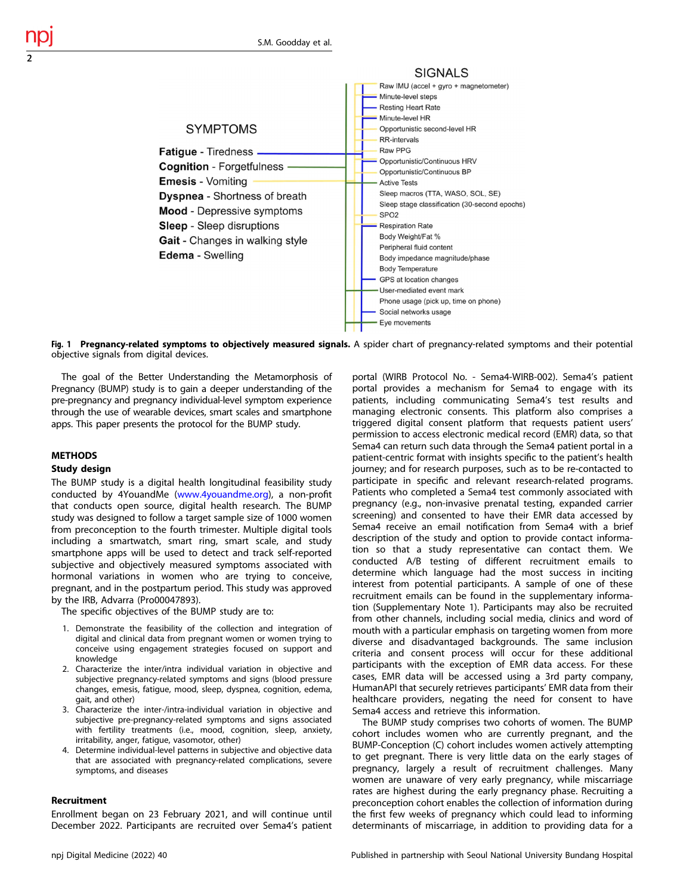SYMPTOMS

**Fatigue** - Tiredness
**Cognition** - Forgetfulness
**Emesis** - Vomiting
**Dyspnea** - Shortness of breath
**Mood** - Depressive symptoms
**Sleep** - Sleep disruptions
**Gait** - Changes in walking style
**Edema** - Swelling

SIGNALS

- Raw IMU (accel + gyro + magnetometer)
- Minute-level steps
- Resting Heart Rate
- Minute-level HR
- Opportunistic second-level HR
- RR-intervals
- Raw PPG
- Opportunistic/Continuous HRV
- Opportunistic/Continuous BP
- Active Tests
- Sleep macros (TTA, WASO, SOL, SE)
- Sleep stage classification (30-second epochs)
- SPO2
- Respiration Rate
- Body Weight/Fat %
- Peripheral fluid content
- Body impedance magnitude/phase
- Body Temperature
- GPS at location changes
- User-mediated event mark
- Phone usage (pick up, time on phone)
- Social networks usage
- Eye movements

**Fig. 1 Pregnancy-related symptoms to objectively measured signals.** A spider chart of pregnancy-related symptoms and their potential objective signals from digital devices.

The goal of the Better Understanding the Metamorphosis of Pregnancy (BUMP) study is to gain a deeper understanding of the pre-pregnancy and pregnancy individual-level symptom experience through the use of wearable devices, smart scales and smartphone apps. This paper presents the protocol for the BUMP study.

## METHODS

### Study design

The BUMP study is a digital health longitudinal feasibility study conducted by 4YouandMe (www.4youandme.org), a non-profit that conducts open source, digital health research. The BUMP study was designed to follow a target sample size of 1000 women from preconception to the fourth trimester. Multiple digital tools including a smartwatch, smart ring, smart scale, and study smartphone apps will be used to detect and track self-reported subjective and objectively measured symptoms associated with hormonal variations in women who are trying to conceive, pregnant, and in the postpartum period. This study was approved by the IRB, Advarra (Pro00047893).

The specific objectives of the BUMP study are to:

1. Demonstrate the feasibility of the collection and integration of digital and clinical data from pregnant women or women trying to conceive using engagement strategies focused on support and knowledge
2. Characterize the inter/intra individual variation in objective and subjective pregnancy-related symptoms and signs (blood pressure changes, emesis, fatigue, mood, sleep, dyspnea, cognition, edema, gait, and other)
3. Characterize the inter-/intra-individual variation in objective and subjective pre-pregnancy-related symptoms and signs associated with fertility treatments (i.e., mood, cognition, sleep, anxiety, irritability, anger, fatigue, vasomotor, other)
4. Determine individual-level patterns in subjective and objective data that are associated with pregnancy-related complications, severe symptoms, and diseases

### Recruitment

Enrollment began on 23 February 2021, and will continue until December 2022. Participants are recruited over Sema4's patient portal (WIRB Protocol No. - Sema4-WIRB-002). Sema4's patient portal provides a mechanism for Sema4 to engage with its patients, including communicating Sema4's test results and managing electronic consents. This platform also comprises a triggered digital consent platform that requests patient users' permission to access electronic medical record (EMR) data, so that Sema4 can return such data through the Sema4 patient portal in a patient-centric format with insights specific to the patient's health journey; and for research purposes, such as to be re-contacted to participate in specific and relevant research-related programs. Patients who completed a Sema4 test commonly associated with pregnancy (e.g., non-invasive prenatal testing, expanded carrier screening) and consented to have their EMR data accessed by Sema4 receive an email notification from Sema4 with a brief description of the study and option to provide contact information so that a study representative can contact them. We conducted A/B testing of different recruitment emails to determine which language had the most success in inciting interest from potential participants. A sample of one of these recruitment emails can be found in the supplementary information (Supplementary Note 1). Participants may also be recruited from other channels, including social media, clinics and word of mouth with a particular emphasis on targeting women from more diverse and disadvantaged backgrounds. The same inclusion criteria and consent process will occur for these additional participants with the exception of EMR data access. For these cases, EMR data will be accessed using a 3rd party company, HumanAPI that securely retrieves participants' EMR data from their healthcare providers, negating the need for consent to have Sema4 access and retrieve this information.

The BUMP study comprises two cohorts of women. The BUMP cohort includes women who are currently pregnant, and the BUMP-Conception (C) cohort includes women actively attempting to get pregnant. There is very little data on the early stages of pregnancy, largely a result of recruitment challenges. Many women are unaware of very early pregnancy, while miscarriage rates are highest during the early pregnancy phase. Recruiting a preconception cohort enables the collection of information during the first few weeks of pregnancy which could lead to informing determinants of miscarriage, in addition to providing data for a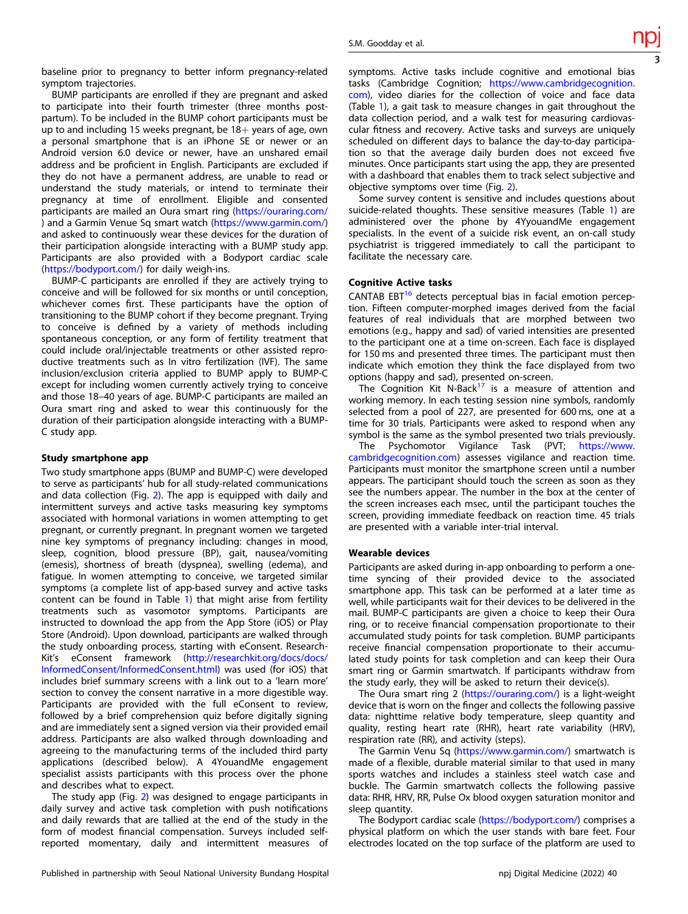baseline prior to pregnancy to better inform pregnancy-related symptom trajectories.

BUMP participants are enrolled if they are pregnant and asked to participate into their fourth trimester (three months post-partum). To be included in the BUMP cohort participants must be up to and including 15 weeks pregnant, be 18+ years of age, own a personal smartphone that is an iPhone SE or newer or an Android version 6.0 device or newer, have an unshared email address and be proficient in English. Participants are excluded if they do not have a permanent address, are unable to read or understand the study materials, or intend to terminate their pregnancy at time of enrollment. Eligible and consented participants are mailed an Oura smart ring (https://ouraring.com/) and a Garmin Venue Sq smart watch (https://www.garmin.com/) and asked to continuously wear these devices for the duration of their participation alongside interacting with a BUMP study app. Participants are also provided with a Bodyport cardiac scale (https://bodyport.com/) for daily weigh-ins.

BUMP-C participants are enrolled if they are actively trying to conceive and will be followed for six months or until conception, whichever comes first. These participants have the option of transitioning to the BUMP cohort if they become pregnant. Trying to conceive is defined by a variety of methods including spontaneous conception, or any form of fertility treatment that could include oral/injectable treatments or other assisted reproductive treatments such as In vitro fertilization (IVF). The same inclusion/exclusion criteria applied to BUMP apply to BUMP-C except for including women currently actively trying to conceive and those 18–40 years of age. BUMP-C participants are mailed an Oura smart ring and asked to wear this continuously for the duration of their participation alongside interacting with a BUMP-C study app.

### Study smartphone app

Two study smartphone apps (BUMP and BUMP-C) were developed to serve as participants' hub for all study-related communications and data collection (Fig. 2). The app is equipped with daily and intermittent surveys and active tasks measuring key symptoms associated with hormonal variations in women attempting to get pregnant, or currently pregnant. In pregnant women we targeted nine key symptoms of pregnancy including: changes in mood, sleep, cognition, blood pressure (BP), gait, nausea/vomiting (emesis), shortness of breath (dyspnea), swelling (edema), and fatigue. In women attempting to conceive, we targeted similar symptoms (a complete list of app-based survey and active tasks content can be found in Table 1) that might arise from fertility treatments such as vasomotor symptoms. Participants are instructed to download the app from the App Store (iOS) or Play Store (Android). Upon download, participants are walked through the study onboarding process, starting with eConsent. ResearchKit's eConsent framework (http://researchkit.org/docs/docs/InformedConsent/InformedConsent.html) was used (for iOS) that includes brief summary screens with a link out to a 'learn more' section to convey the consent narrative in a more digestible way. Participants are provided with the full eConsent to review, followed by a brief comprehension quiz before digitally signing and are immediately sent a signed version via their provided email address. Participants are also walked through downloading and agreeing to the manufacturing terms of the included third party applications (described below). A 4YouandMe engagement specialist assists participants with this process over the phone and describes what to expect.

The study app (Fig. 2) was designed to engage participants in daily survey and active task completion with push notifications and daily rewards that are tallied at the end of the study in the form of modest financial compensation. Surveys included self-reported momentary, daily and intermittent measures of symptoms. Active tasks include cognitive and emotional bias tasks (Cambridge Cognition; https://www.cambridgecognition.com), video diaries for the collection of voice and face data (Table 1), a gait task to measure changes in gait throughout the data collection period, and a walk test for measuring cardiovascular fitness and recovery. Active tasks and surveys are uniquely scheduled on different days to balance the day-to-day participation so that the average daily burden does not exceed five minutes. Once participants start using the app, they are presented with a dashboard that enables them to track select subjective and objective symptoms over time (Fig. 2).

Some survey content is sensitive and includes questions about suicide-related thoughts. These sensitive measures (Table 1) are administered over the phone by 4YyouandMe engagement specialists. In the event of a suicide risk event, an on-call study psychiatrist is triggered immediately to call the participant to facilitate the necessary care.

### Cognitive Active tasks

CANTAB EBT[16] detects perceptual bias in facial emotion perception. Fifteen computer-morphed images derived from the facial features of real individuals that are morphed between two emotions (e.g., happy and sad) of varied intensities are presented to the participant one at a time on-screen. Each face is displayed for 150 ms and presented three times. The participant must then indicate which emotion they think the face displayed from two options (happy and sad), presented on-screen.

The Cognition Kit N-Back[17] is a measure of attention and working memory. In each testing session nine symbols, randomly selected from a pool of 227, are presented for 600 ms, one at a time for 30 trials. Participants were asked to respond when any symbol is the same as the symbol presented two trials previously.

The Psychomotor Vigilance Task (PVT; https://www.cambridgecognition.com) assesses vigilance and reaction time. Participants must monitor the smartphone screen until a number appears. The participant should touch the screen as soon as they see the numbers appear. The number in the box at the center of the screen increases each msec, until the participant touches the screen, providing immediate feedback on reaction time. 45 trials are presented with a variable inter-trial interval.

### Wearable devices

Participants are asked during in-app onboarding to perform a one-time syncing of their provided device to the associated smartphone app. This task can be performed at a later time as well, while participants wait for their devices to be delivered in the mail. BUMP-C participants are given a choice to keep their Oura ring, or to receive financial compensation proportionate to their accumulated study points for task completion. BUMP participants receive financial compensation proportionate to their accumulated study points for task completion and can keep their Oura smart ring or Garmin smartwatch. If participants withdraw from the study early, they will be asked to return their device(s).

The Oura smart ring 2 (https://ouraring.com/) is a light-weight device that is worn on the finger and collects the following passive data: nighttime relative body temperature, sleep quantity and quality, resting heart rate (RHR), heart rate variability (HRV), respiration rate (RR), and activity (steps).

The Garmin Venu Sq (https://www.garmin.com/) smartwatch is made of a flexible, durable material similar to that used in many sports watches and includes a stainless steel watch case and buckle. The Garmin smartwatch collects the following passive data: RHR, HRV, RR, Pulse Ox blood oxygen saturation monitor and sleep quantity.

The Bodyport cardiac scale (https://bodyport.com/) comprises a physical platform on which the user stands with bare feet. Four electrodes located on the top surface of the platform are used to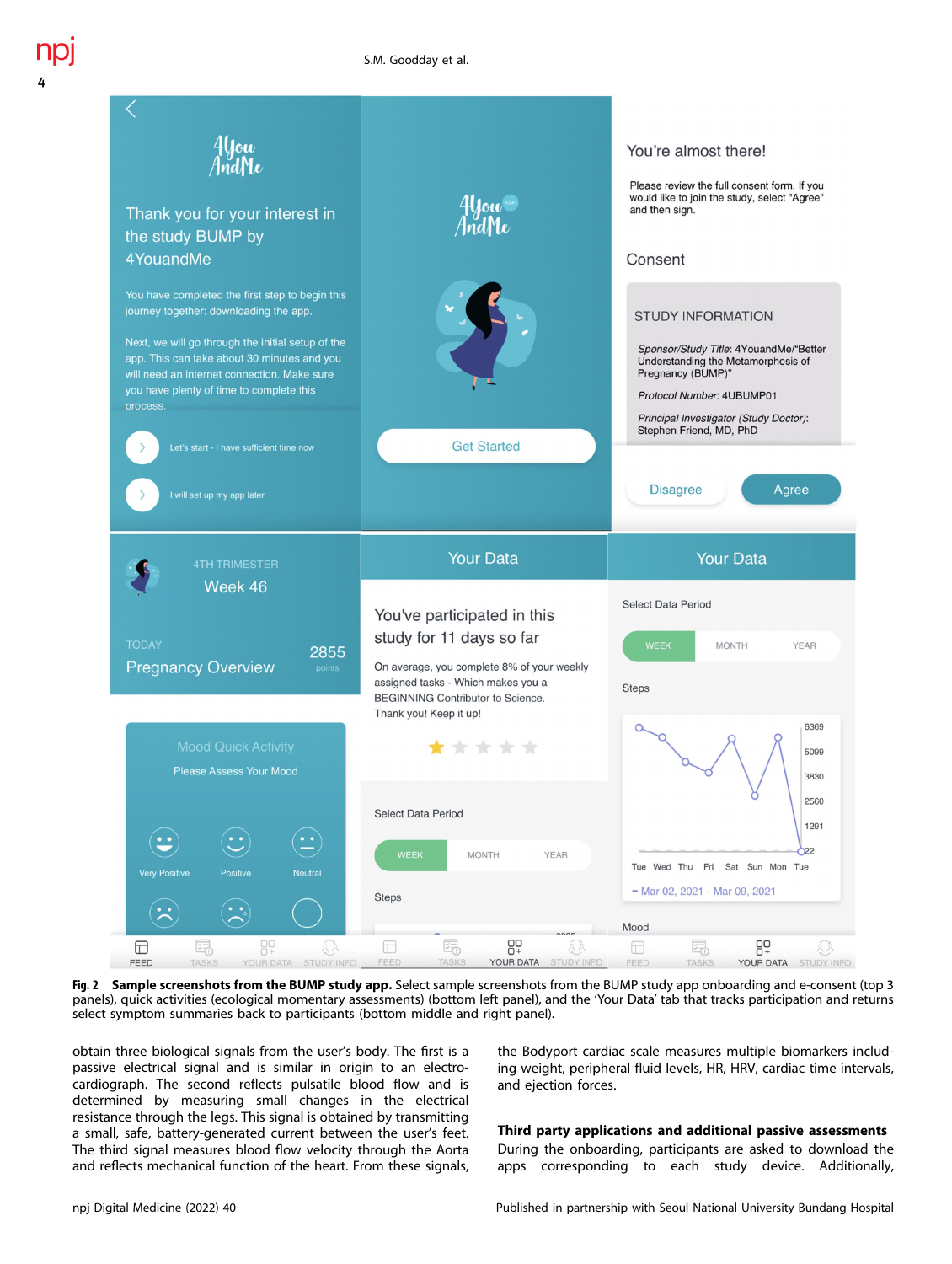**Fig. 2 Sample screenshots from the BUMP study app.** Select sample screenshots from the BUMP study app onboarding and e-consent (top 3 panels), quick activities (ecological momentary assessments) (bottom left panel), and the 'Your Data' tab that tracks participation and returns select symptom summaries back to participants (bottom middle and right panel).

obtain three biological signals from the user's body. The first is a passive electrical signal and is similar in origin to an electrocardiograph. The second reflects pulsatile blood flow and is determined by measuring small changes in the electrical resistance through the legs. This signal is obtained by transmitting a small, safe, battery-generated current between the user's feet. The third signal measures blood flow velocity through the Aorta and reflects mechanical function of the heart. From these signals, the Bodyport cardiac scale measures multiple biomarkers including weight, peripheral fluid levels, HR, HRV, cardiac time intervals, and ejection forces.

**Third party applications and additional passive assessments**

During the onboarding, participants are asked to download the apps corresponding to each study device. Additionally,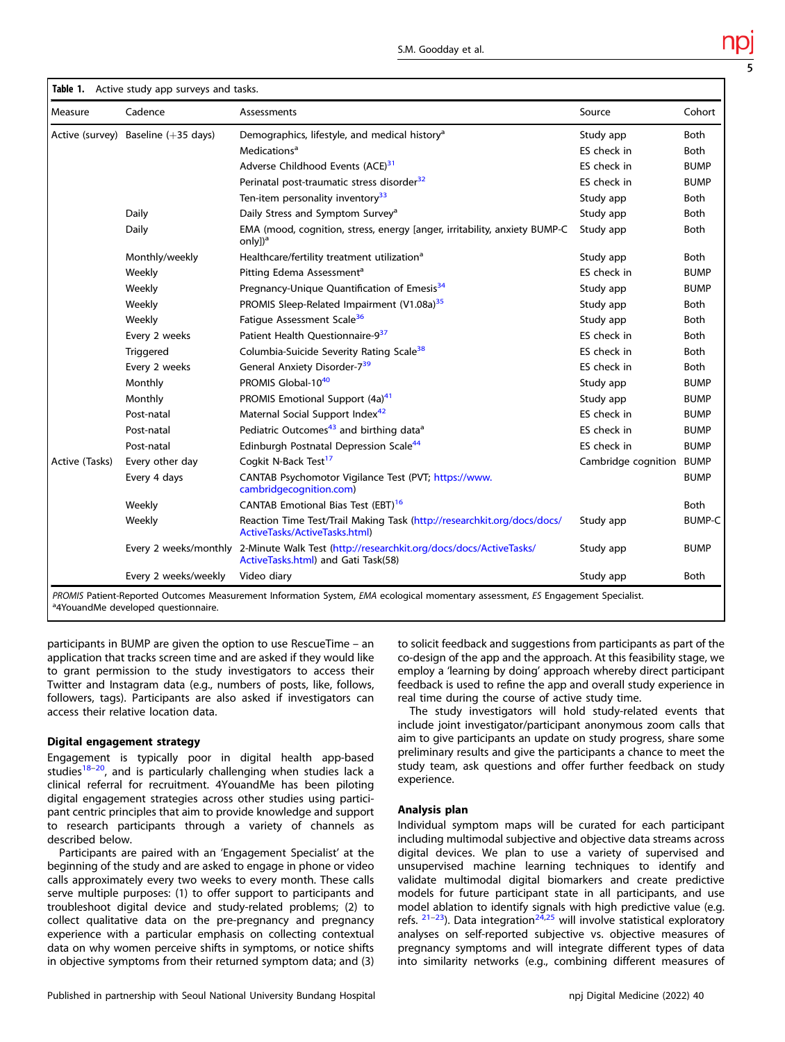**Table 1.** Active study app surveys and tasks.

| Measure | Cadence | Assessments | Source | Cohort |
|---|---|---|---|---|
| Active (survey) | Baseline (+35 days) | Demographics, lifestyle, and medical history[a] | Study app | Both |
| | | Medications[a] | ES check in | Both |
| | | Adverse Childhood Events (ACE)[31] | ES check in | BUMP |
| | | Perinatal post-traumatic stress disorder[32] | ES check in | BUMP |
| | | Ten-item personality inventory[33] | Study app | Both |
| | Daily | Daily Stress and Symptom Survey[a] | Study app | Both |
| | Daily | EMA (mood, cognition, stress, energy [anger, irritability, anxiety BUMP-C only])[a] | Study app | Both |
| | Monthly/weekly | Healthcare/fertility treatment utilization[a] | Study app | Both |
| | Weekly | Pitting Edema Assessment[a] | ES check in | BUMP |
| | Weekly | Pregnancy-Unique Quantification of Emesis[34] | Study app | BUMP |
| | Weekly | PROMIS Sleep-Related Impairment (V1.08a)[35] | Study app | Both |
| | Weekly | Fatigue Assessment Scale[36] | Study app | Both |
| | Every 2 weeks | Patient Health Questionnaire-9[37] | ES check in | Both |
| | Triggered | Columbia-Suicide Severity Rating Scale[38] | ES check in | Both |
| | Every 2 weeks | General Anxiety Disorder-7[39] | ES check in | Both |
| | Monthly | PROMIS Global-10[40] | Study app | BUMP |
| | Monthly | PROMIS Emotional Support (4a)[41] | Study app | BUMP |
| | Post-natal | Maternal Social Support Index[42] | ES check in | BUMP |
| | Post-natal | Pediatric Outcomes[43] and birthing data[a] | ES check in | BUMP |
| | Post-natal | Edinburgh Postnatal Depression Scale[44] | ES check in | BUMP |
| Active (Tasks) | Every other day | Cogkit N-Back Test[17] | Cambridge cognition | BUMP |
| | Every 4 days | CANTAB Psychomotor Vigilance Test (PVT; https://www.cambridgecognition.com) | | BUMP |
| | Weekly | CANTAB Emotional Bias Test (EBT)[16] | | Both |
| | Weekly | Reaction Time Test/Trail Making Task (http://researchkit.org/docs/docs/ActiveTasks/ActiveTasks.html) | Study app | BUMP-C |
| | Every 2 weeks/monthly | 2-Minute Walk Test (http://researchkit.org/docs/docs/ActiveTasks/ActiveTasks.html) and Gati Task(58) | Study app | BUMP |
| | Every 2 weeks/weekly | Video diary | Study app | Both |

*PROMIS* Patient-Reported Outcomes Measurement Information System, *EMA* ecological momentary assessment, *ES* Engagement Specialist.
[a]4YouandMe developed questionnaire.

participants in BUMP are given the option to use RescueTime – an application that tracks screen time and are asked if they would like to grant permission to the study investigators to access their Twitter and Instagram data (e.g., numbers of posts, like, follows, followers, tags). Participants are also asked if investigators can access their relative location data.

### Digital engagement strategy

Engagement is typically poor in digital health app-based studies[18–20], and is particularly challenging when studies lack a clinical referral for recruitment. 4YouandMe has been piloting digital engagement strategies across other studies using participant centric principles that aim to provide knowledge and support to research participants through a variety of channels as described below.

Participants are paired with an 'Engagement Specialist' at the beginning of the study and are asked to engage in phone or video calls approximately every two weeks to every month. These calls serve multiple purposes: (1) to offer support to participants and troubleshoot digital device and study-related problems; (2) to collect qualitative data on the pre-pregnancy and pregnancy experience with a particular emphasis on collecting contextual data on why women perceive shifts in symptoms, or notice shifts in objective symptoms from their returned symptom data; and (3) to solicit feedback and suggestions from participants as part of the co-design of the app and the approach. At this feasibility stage, we employ a 'learning by doing' approach whereby direct participant feedback is used to refine the app and overall study experience in real time during the course of active study time.

The study investigators will hold study-related events that include joint investigator/participant anonymous zoom calls that aim to give participants an update on study progress, share some preliminary results and give the participants a chance to meet the study team, ask questions and offer further feedback on study experience.

### Analysis plan

Individual symptom maps will be curated for each participant including multimodal subjective and objective data streams across digital devices. We plan to use a variety of supervised and unsupervised machine learning techniques to identify and validate multimodal digital biomarkers and create predictive models for future participant state in all participants, and use model ablation to identify signals with high predictive value (e.g. refs. [21–23]). Data integration[24,25] will involve statistical exploratory analyses on self-reported subjective vs. objective measures of pregnancy symptoms and will integrate different types of data into similarity networks (e.g., combining different measures of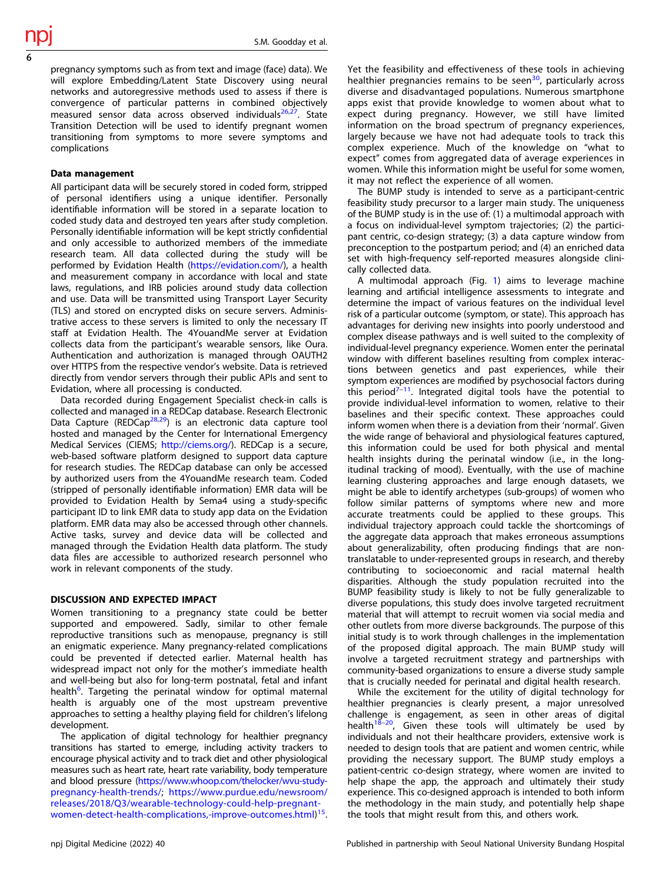pregnancy symptoms such as from text and image (face) data). We will explore Embedding/Latent State Discovery using neural networks and autoregressive methods used to assess if there is convergence of particular patterns in combined objectively measured sensor data across observed individuals[26,27]. State Transition Detection will be used to identify pregnant women transitioning from symptoms to more severe symptoms and complications

### Data management

All participant data will be securely stored in coded form, stripped of personal identifiers using a unique identifier. Personally identifiable information will be stored in a separate location to coded study data and destroyed ten years after study completion. Personally identifiable information will be kept strictly confidential and only accessible to authorized members of the immediate research team. All data collected during the study will be performed by Evidation Health (https://evidation.com/), a health and measurement company in accordance with local and state laws, regulations, and IRB policies around study data collection and use. Data will be transmitted using Transport Layer Security (TLS) and stored on encrypted disks on secure servers. Administrative access to these servers is limited to only the necessary IT staff at Evidation Health. The 4YouandMe server at Evidation collects data from the participant's wearable sensors, like Oura. Authentication and authorization is managed through OAUTH2 over HTTPS from the respective vendor's website. Data is retrieved directly from vendor servers through their public APIs and sent to Evidation, where all processing is conducted.

Data recorded during Engagement Specialist check-in calls is collected and managed in a REDCap database. Research Electronic Data Capture (REDCap[28,29]) is an electronic data capture tool hosted and managed by the Center for International Emergency Medical Services (CIEMS; http://ciems.org/). REDCap is a secure, web-based software platform designed to support data capture for research studies. The REDCap database can only be accessed by authorized users from the 4YouandMe research team. Coded (stripped of personally identifiable information) EMR data will be provided to Evidation Health by Sema4 using a study-specific participant ID to link EMR data to study app data on the Evidation platform. EMR data may also be accessed through other channels. Active tasks, survey and device data will be collected and managed through the Evidation Health data platform. The study data files are accessible to authorized research personnel who work in relevant components of the study.

## DISCUSSION AND EXPECTED IMPACT

Women transitioning to a pregnancy state could be better supported and empowered. Sadly, similar to other female reproductive transitions such as menopause, pregnancy is still an enigmatic experience. Many pregnancy-related complications could be prevented if detected earlier. Maternal health has widespread impact not only for the mother's immediate health and well-being but also for long-term postnatal, fetal and infant health[6]. Targeting the perinatal window for optimal maternal health is arguably one of the most upstream preventive approaches to setting a healthy playing field for children's lifelong development.

The application of digital technology for healthier pregnancy transitions has started to emerge, including activity trackers to encourage physical activity and to track diet and other physiological measures such as heart rate, heart rate variability, body temperature and blood pressure (https://www.whoop.com/thelocker/wvu-study-pregnancy-health-trends/; https://www.purdue.edu/newsroom/releases/2018/Q3/wearable-technology-could-help-pregnant-women-detect-health-complications,-improve-outcomes.html)[15]. Yet the feasibility and effectiveness of these tools in achieving healthier pregnancies remains to be seen[30], particularly across diverse and disadvantaged populations. Numerous smartphone apps exist that provide knowledge to women about what to expect during pregnancy. However, we still have limited information on the broad spectrum of pregnancy experiences, largely because we have not had adequate tools to track this complex experience. Much of the knowledge on "what to expect" comes from aggregated data of average experiences in women. While this information might be useful for some women, it may not reflect the experience of all women.

The BUMP study is intended to serve as a participant-centric feasibility study precursor to a larger main study. The uniqueness of the BUMP study is in the use of: (1) a multimodal approach with a focus on individual-level symptom trajectories; (2) the participant centric, co-design strategy; (3) a data capture window from preconception to the postpartum period; and (4) an enriched data set with high-frequency self-reported measures alongside clinically collected data.

A multimodal approach (Fig. 1) aims to leverage machine learning and artificial intelligence assessments to integrate and determine the impact of various features on the individual level risk of a particular outcome (symptom, or state). This approach has advantages for deriving new insights into poorly understood and complex disease pathways and is well suited to the complexity of individual-level pregnancy experience. Women enter the perinatal window with different baselines resulting from complex interactions between genetics and past experiences, while their symptom experiences are modified by psychosocial factors during this period[7–11]. Integrated digital tools have the potential to provide individual-level information to women, relative to their baselines and their specific context. These approaches could inform women when there is a deviation from their 'normal'. Given the wide range of behavioral and physiological features captured, this information could be used for both physical and mental health insights during the perinatal window (i.e., in the longitudinal tracking of mood). Eventually, with the use of machine learning clustering approaches and large enough datasets, we might be able to identify archetypes (sub-groups) of women who follow similar patterns of symptoms where new and more accurate treatments could be applied to these groups. This individual trajectory approach could tackle the shortcomings of the aggregate data approach that makes erroneous assumptions about generalizability, often producing findings that are non-translatable to under-represented groups in research, and thereby contributing to socioeconomic and racial maternal health disparities. Although the study population recruited into the BUMP feasibility study is likely to not be fully generalizable to diverse populations, this study does involve targeted recruitment material that will attempt to recruit women via social media and other outlets from more diverse backgrounds. The purpose of this initial study is to work through challenges in the implementation of the proposed digital approach. The main BUMP study will involve a targeted recruitment strategy and partnerships with community-based organizations to ensure a diverse study sample that is crucially needed for perinatal and digital health research.

While the excitement for the utility of digital technology for healthier pregnancies is clearly present, a major unresolved challenge is engagement, as seen in other areas of digital health[18–20], Given these tools will ultimately be used by individuals and not their healthcare providers, extensive work is needed to design tools that are patient and women centric, while providing the necessary support. The BUMP study employs a patient-centric co-design strategy, where women are invited to help shape the app, the approach and ultimately their study experience. This co-designed approach is intended to both inform the methodology in the main study, and potentially help shape the tools that might result from this, and others work.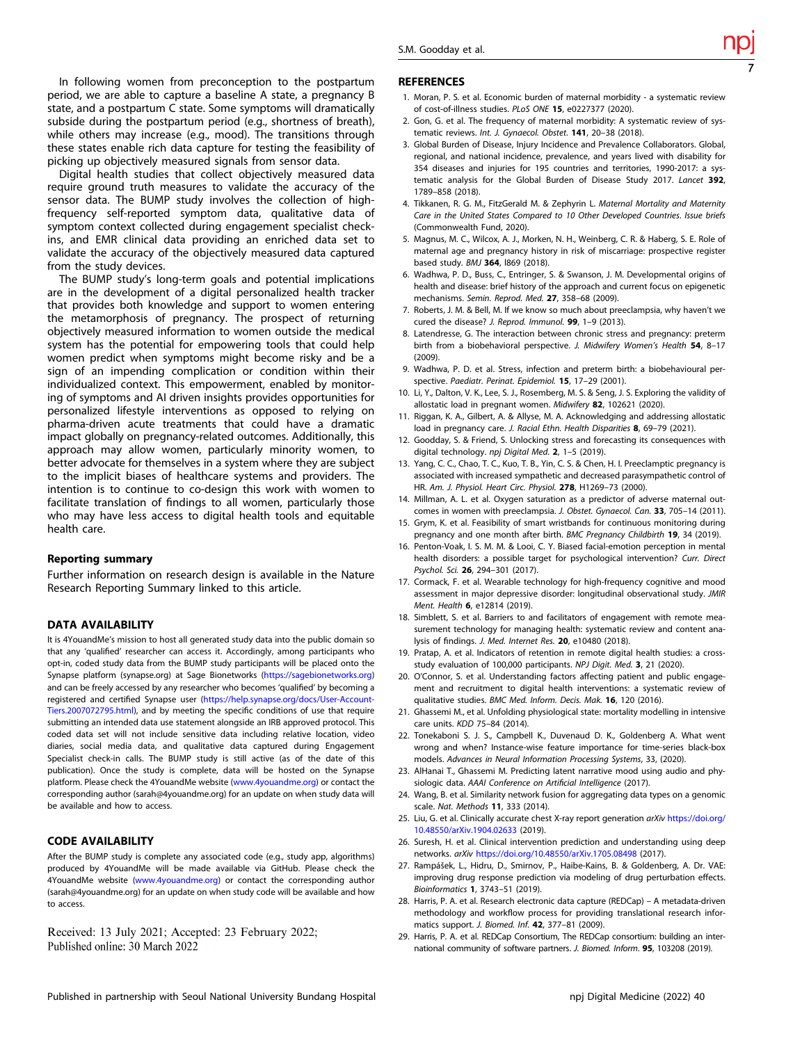In following women from preconception to the postpartum period, we are able to capture a baseline A state, a pregnancy B state, and a postpartum C state. Some symptoms will dramatically subside during the postpartum period (e.g., shortness of breath), while others may increase (e.g., mood). The transitions through these states enable rich data capture for testing the feasibility of picking up objectively measured signals from sensor data.

Digital health studies that collect objectively measured data require ground truth measures to validate the accuracy of the sensor data. The BUMP study involves the collection of high-frequency self-reported symptom data, qualitative data of symptom context collected during engagement specialist check-ins, and EMR clinical data providing an enriched data set to validate the accuracy of the objectively measured data captured from the study devices.

The BUMP study's long-term goals and potential implications are in the development of a digital personalized health tracker that provides both knowledge and support to women entering the metamorphosis of pregnancy. The prospect of returning objectively measured information to women outside the medical system has the potential for empowering tools that could help women predict when symptoms might become risky and be a sign of an impending complication or condition within their individualized context. This empowerment, enabled by monitoring of symptoms and AI driven insights provides opportunities for personalized lifestyle interventions as opposed to relying on pharma-driven acute treatments that could have a dramatic impact globally on pregnancy-related outcomes. Additionally, this approach may allow women, particularly minority women, to better advocate for themselves in a system where they are subject to the implicit biases of healthcare systems and providers. The intention is to continue to co-design this work with women to facilitate translation of findings to all women, particularly those who may have less access to digital health tools and equitable health care.

### Reporting summary

Further information on research design is available in the Nature Research Reporting Summary linked to this article.

## DATA AVAILABILITY

It is 4YouandMe's mission to host all generated study data into the public domain so that any 'qualified' researcher can access it. Accordingly, among participants who opt-in, coded study data from the BUMP study participants will be placed onto the Synapse platform (synapse.org) at Sage Bionetworks (https://sagebionetworks.org) and can be freely accessed by any researcher who becomes 'qualified' by becoming a registered and certified Synapse user (https://help.synapse.org/docs/User-Account-Tiers.2007072795.html), and by meeting the specific conditions of use that require submitting an intended data use statement alongside an IRB approved protocol. This coded data set will not include sensitive data including relative location, video diaries, social media data, and qualitative data captured during Engagement Specialist check-in calls. The BUMP study is still active (as of the date of this publication). Once the study is complete, data will be hosted on the Synapse platform. Please check the 4YouandMe website (www.4youandme.org) or contact the corresponding author (sarah@4youandme.org) for an update on when study data will be available and how to access.

## CODE AVAILABILITY

After the BUMP study is complete any associated code (e.g., study app, algorithms) produced by 4YouandMe will be made available via GitHub. Please check the 4YouandMe website (www.4youandme.org) or contact the corresponding author (sarah@4youandme.org) for an update on when study code will be available and how to access.

Received: 13 July 2021; Accepted: 23 February 2022;
Published online: 30 March 2022

## REFERENCES

1. Moran, P. S. et al. Economic burden of maternal morbidity - a systematic review of cost-of-illness studies. *PLoS ONE* **15**, e0227377 (2020).
2. Gon, G. et al. The frequency of maternal morbidity: A systematic review of systematic reviews. *Int. J. Gynaecol. Obstet.* **141**, 20–38 (2018).
3. Global Burden of Disease, Injury Incidence and Prevalence Collaborators. Global, regional, and national incidence, prevalence, and years lived with disability for 354 diseases and injuries for 195 countries and territories, 1990-2017: a systematic analysis for the Global Burden of Disease Study 2017. *Lancet* **392**, 1789–858 (2018).
4. Tikkanen, R. G. M., FitzGerald M. & Zephyrin L. *Maternal Mortality and Maternity Care in the United States Compared to 10 Other Developed Countries. Issue briefs* (Commonwealth Fund, 2020).
5. Magnus, M. C., Wilcox, A. J., Morken, N. H., Weinberg, C. R. & Haberg, S. E. Role of maternal age and pregnancy history in risk of miscarriage: prospective register based study. *BMJ* **364**, l869 (2018).
6. Wadhwa, P. D., Buss, C., Entringer, S. & Swanson, J. M. Developmental origins of health and disease: brief history of the approach and current focus on epigenetic mechanisms. *Semin. Reprod. Med.* **27**, 358–68 (2009).
7. Roberts, J. M. & Bell, M. If we know so much about preeclampsia, why haven't we cured the disease? *J. Reprod. Immunol.* **99**, 1–9 (2013).
8. Latendresse, G. The interaction between chronic stress and pregnancy: preterm birth from a biobehavioral perspective. *J. Midwifery Women's Health* **54**, 8–17 (2009).
9. Wadhwa, P. D. et al. Stress, infection and preterm birth: a biobehavioural perspective. *Paediatr. Perinat. Epidemiol.* **15**, 17–29 (2001).
10. Li, Y., Dalton, V. K., Lee, S. J., Rosemberg, M. S. & Seng, J. S. Exploring the validity of allostatic load in pregnant women. *Midwifery* **82**, 102621 (2020).
11. Riggan, K. A., Gilbert, A. & Allyse, M. A. Acknowledging and addressing allostatic load in pregnancy care. *J. Racial Ethn. Health Disparities* **8**, 69–79 (2021).
12. Goodday, S. & Friend, S. Unlocking stress and forecasting its consequences with digital technology. *npj Digital Med.* **2**, 1–5 (2019).
13. Yang, C. C., Chao, T. C., Kuo, T. B., Yin, C. S. & Chen, H. I. Preeclamptic pregnancy is associated with increased sympathetic and decreased parasympathetic control of HR. *Am. J. Physiol. Heart Circ. Physiol.* **278**, H1269–73 (2000).
14. Millman, A. L. et al. Oxygen saturation as a predictor of adverse maternal outcomes in women with preeclampsia. *J. Obstet. Gynaecol. Can.* **33**, 705–14 (2011).
15. Grym, K. et al. Feasibility of smart wristbands for continuous monitoring during pregnancy and one month after birth. *BMC Pregnancy Childbirth* **19**, 34 (2019).
16. Penton-Voak, I. S. M. M. & Looi, C. Y. Biased facial-emotion perception in mental health disorders: a possible target for psychological intervention? *Curr. Direct Psychol. Sci.* **26**, 294–301 (2017).
17. Cormack, F. et al. Wearable technology for high-frequency cognitive and mood assessment in major depressive disorder: longitudinal observational study. *JMIR Ment. Health* **6**, e12814 (2019).
18. Simblett, S. et al. Barriers to and facilitators of engagement with remote measurement technology for managing health: systematic review and content analysis of findings. *J. Med. Internet Res.* **20**, e10480 (2018).
19. Pratap, A. et al. Indicators of retention in remote digital health studies: a cross-study evaluation of 100,000 participants. *NPJ Digit. Med.* **3**, 21 (2020).
20. O'Connor, S. et al. Understanding factors affecting patient and public engagement and recruitment to digital health interventions: a systematic review of qualitative studies. *BMC Med. Inform. Decis. Mak.* **16**, 120 (2016).
21. Ghassemi M., et al. Unfolding physiological state: mortality modelling in intensive care units. *KDD* 75–84 (2014).
22. Tonekaboni S. J. S., Campbell K., Duvenaud D. K., Goldenberg A. What went wrong and when? Instance-wise feature importance for time-series black-box models. *Advances in Neural Information Processing Systems*, 33, (2020).
23. AlHanai T., Ghassemi M. Predicting latent narrative mood using audio and physiologic data. *AAAI Conference on Artificial Intelligence* (2017).
24. Wang, B. et al. Similarity network fusion for aggregating data types on a genomic scale. *Nat. Methods* **11**, 333 (2014).
25. Liu, G. et al. Clinically accurate chest X-ray report generation *arXiv* https://doi.org/10.48550/arXiv.1904.02633 (2019).
26. Suresh, H. et al. Clinical intervention prediction and understanding using deep networks. *arXiv* https://doi.org/10.48550/arXiv.1705.08498 (2017).
27. Rampášek, L., Hidru, D., Smirnov, P., Haibe-Kains, B. & Goldenberg, A. Dr. VAE: improving drug response prediction via modeling of drug perturbation effects. *Bioinformatics* **1**, 3743–51 (2019).
28. Harris, P. A. et al. Research electronic data capture (REDCap) – A metadata-driven methodology and workflow process for providing translational research informatics support. *J. Biomed. Inf.* **42**, 377–81 (2009).
29. Harris, P. A. et al. REDCap Consortium, The REDCap consortium: building an international community of software partners. *J. Biomed. Inform.* **95**, 103208 (2019).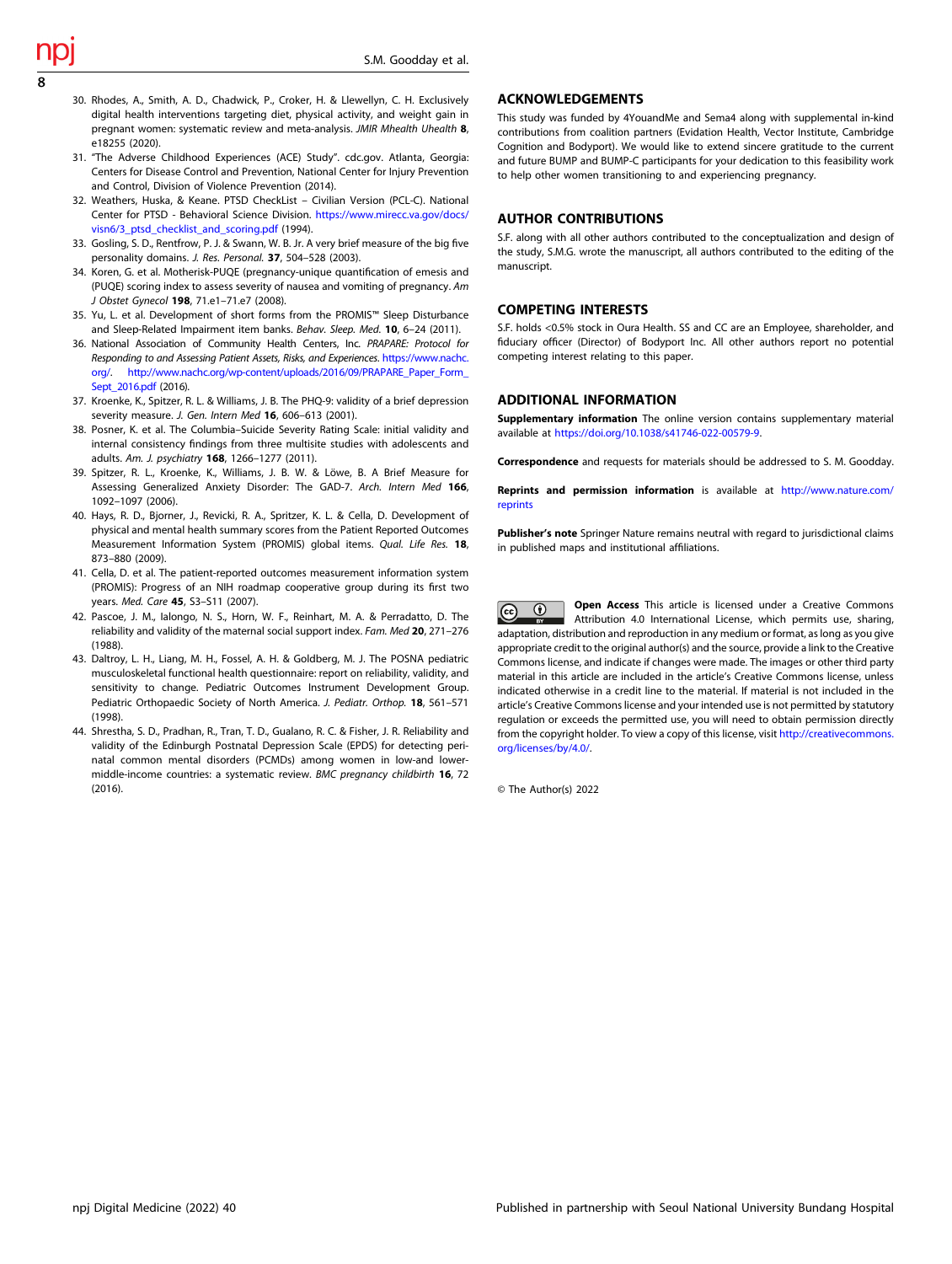30. Rhodes, A., Smith, A. D., Chadwick, P., Croker, H. & Llewellyn, C. H. Exclusively digital health interventions targeting diet, physical activity, and weight gain in pregnant women: systematic review and meta-analysis. *JMIR Mhealth Uhealth* **8**, e18255 (2020).
31. "The Adverse Childhood Experiences (ACE) Study". cdc.gov. Atlanta, Georgia: Centers for Disease Control and Prevention, National Center for Injury Prevention and Control, Division of Violence Prevention (2014).
32. Weathers, Huska, & Keane. PTSD CheckList – Civilian Version (PCL-C). National Center for PTSD - Behavioral Science Division. https://www.mirecc.va.gov/docs/visn6/3_ptsd_checklist_and_scoring.pdf (1994).
33. Gosling, S. D., Rentfrow, P. J. & Swann, W. B. Jr. A very brief measure of the big five personality domains. *J. Res. Personal.* **37**, 504–528 (2003).
34. Koren, G. et al. Motherisk-PUQE (pregnancy-unique quantification of emesis and (PUQE) scoring index to assess severity of nausea and vomiting of pregnancy. *Am J Obstet Gynecol* **198**, 71.e1–71.e7 (2008).
35. Yu, L. et al. Development of short forms from the PROMIS™ Sleep Disturbance and Sleep-Related Impairment item banks. *Behav. Sleep. Med.* **10**, 6–24 (2011).
36. National Association of Community Health Centers, Inc. *PRAPARE: Protocol for Responding to and Assessing Patient Assets, Risks, and Experiences*. https://www.nachc.org/. http://www.nachc.org/wp-content/uploads/2016/09/PRAPARE_Paper_Form_Sept_2016.pdf (2016).
37. Kroenke, K., Spitzer, R. L. & Williams, J. B. The PHQ-9: validity of a brief depression severity measure. *J. Gen. Intern Med* **16**, 606–613 (2001).
38. Posner, K. et al. The Columbia–Suicide Severity Rating Scale: initial validity and internal consistency findings from three multisite studies with adolescents and adults. *Am. J. psychiatry* **168**, 1266–1277 (2011).
39. Spitzer, R. L., Kroenke, K., Williams, J. B. W. & Löwe, B. A Brief Measure for Assessing Generalized Anxiety Disorder: The GAD-7. *Arch. Intern Med* **166**, 1092–1097 (2006).
40. Hays, R. D., Bjorner, J., Revicki, R. A., Spritzer, K. L. & Cella, D. Development of physical and mental health summary scores from the Patient Reported Outcomes Measurement Information System (PROMIS) global items. *Qual. Life Res.* **18**, 873–880 (2009).
41. Cella, D. et al. The patient-reported outcomes measurement information system (PROMIS): Progress of an NIH roadmap cooperative group during its first two years. *Med. Care* **45**, S3–S11 (2007).
42. Pascoe, J. M., Ialongo, N. S., Horn, W. F., Reinhart, M. A. & Perradatto, D. The reliability and validity of the maternal social support index. *Fam. Med* **20**, 271–276 (1988).
43. Daltroy, L. H., Liang, M. H., Fossel, A. H. & Goldberg, M. J. The POSNA pediatric musculoskeletal functional health questionnaire: report on reliability, validity, and sensitivity to change. Pediatric Outcomes Instrument Development Group. Pediatric Orthopaedic Society of North America. *J. Pediatr. Orthop.* **18**, 561–571 (1998).
44. Shrestha, S. D., Pradhan, R., Tran, T. D., Gualano, R. C. & Fisher, J. R. Reliability and validity of the Edinburgh Postnatal Depression Scale (EPDS) for detecting perinatal common mental disorders (PCMDs) among women in low-and lower-middle-income countries: a systematic review. *BMC pregnancy childbirth* **16**, 72 (2016).

## ACKNOWLEDGEMENTS

This study was funded by 4YouandMe and Sema4 along with supplemental in-kind contributions from coalition partners (Evidation Health, Vector Institute, Cambridge Cognition and Bodyport). We would like to extend sincere gratitude to the current and future BUMP and BUMP-C participants for your dedication to this feasibility work to help other women transitioning to and experiencing pregnancy.

## AUTHOR CONTRIBUTIONS

S.F. along with all other authors contributed to the conceptualization and design of the study, S.M.G. wrote the manuscript, all authors contributed to the editing of the manuscript.

## COMPETING INTERESTS

S.F. holds <0.5% stock in Oura Health. SS and CC are an Employee, shareholder, and fiduciary officer (Director) of Bodyport Inc. All other authors report no potential competing interest relating to this paper.

## ADDITIONAL INFORMATION

**Supplementary information** The online version contains supplementary material available at https://doi.org/10.1038/s41746-022-00579-9.

**Correspondence** and requests for materials should be addressed to S. M. Goodday.

**Reprints and permission information** is available at http://www.nature.com/reprints

**Publisher's note** Springer Nature remains neutral with regard to jurisdictional claims in published maps and institutional affiliations.

**Open Access** This article is licensed under a Creative Commons Attribution 4.0 International License, which permits use, sharing, adaptation, distribution and reproduction in any medium or format, as long as you give appropriate credit to the original author(s) and the source, provide a link to the Creative Commons license, and indicate if changes were made. The images or other third party material in this article are included in the article's Creative Commons license, unless indicated otherwise in a credit line to the material. If material is not included in the article's Creative Commons license and your intended use is not permitted by statutory regulation or exceeds the permitted use, you will need to obtain permission directly from the copyright holder. To view a copy of this license, visit http://creativecommons.org/licenses/by/4.0/.

© The Author(s) 2022